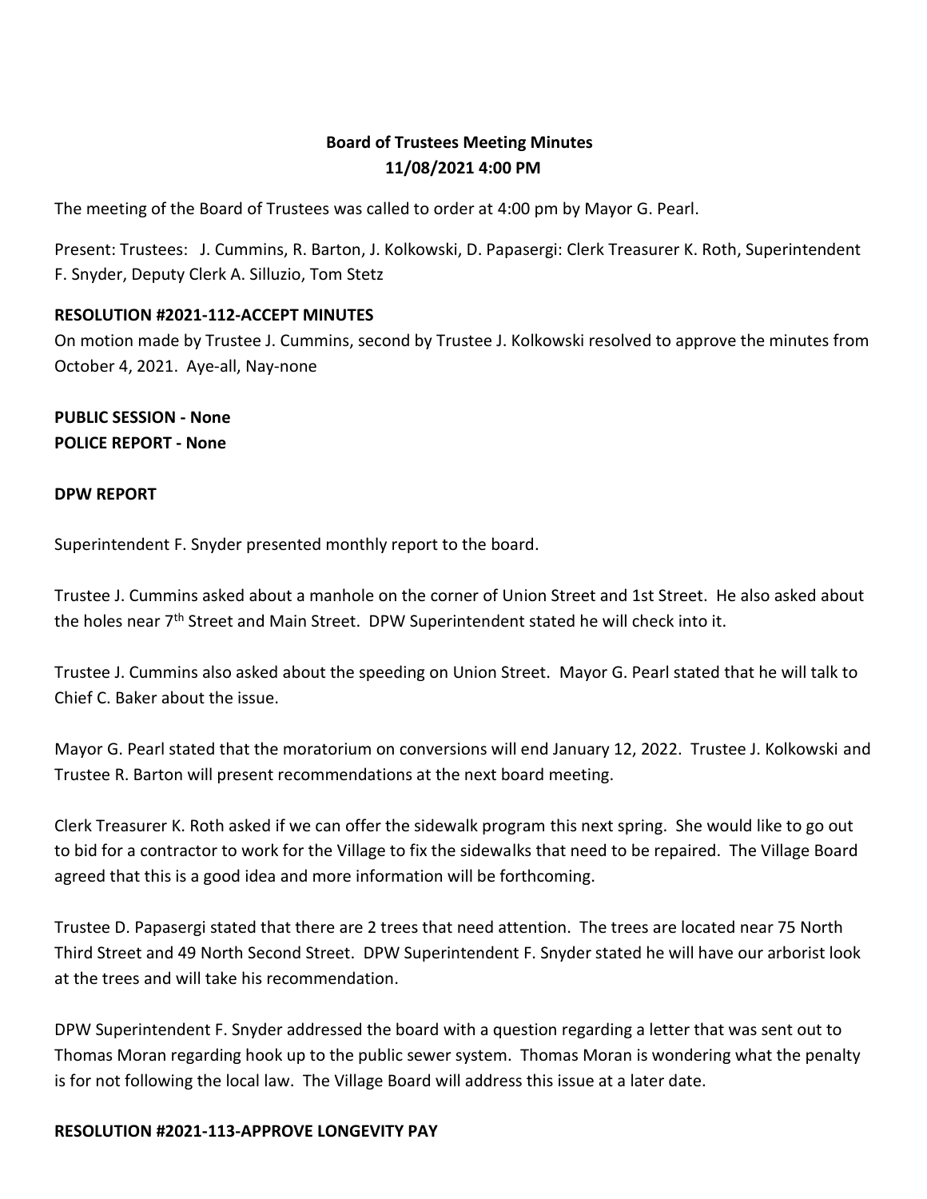**Board of Trustees Meeting Minutes**
**11/08/2021 4:00 PM**

The meeting of the Board of Trustees was called to order at 4:00 pm by Mayor G. Pearl.

Present: Trustees: J. Cummins, R. Barton, J. Kolkowski, D. Papasergi: Clerk Treasurer K. Roth, Superintendent F. Snyder, Deputy Clerk A. Silluzio, Tom Stetz

**RESOLUTION #2021-112-ACCEPT MINUTES**
On motion made by Trustee J. Cummins, second by Trustee J. Kolkowski resolved to approve the minutes from October 4, 2021. Aye-all, Nay-none

**PUBLIC SESSION - None**
**POLICE REPORT - None**

**DPW REPORT**

Superintendent F. Snyder presented monthly report to the board.

Trustee J. Cummins asked about a manhole on the corner of Union Street and 1st Street. He also asked about the holes near 7th Street and Main Street. DPW Superintendent stated he will check into it.

Trustee J. Cummins also asked about the speeding on Union Street. Mayor G. Pearl stated that he will talk to Chief C. Baker about the issue.

Mayor G. Pearl stated that the moratorium on conversions will end January 12, 2022. Trustee J. Kolkowski and Trustee R. Barton will present recommendations at the next board meeting.

Clerk Treasurer K. Roth asked if we can offer the sidewalk program this next spring. She would like to go out to bid for a contractor to work for the Village to fix the sidewalks that need to be repaired. The Village Board agreed that this is a good idea and more information will be forthcoming.

Trustee D. Papasergi stated that there are 2 trees that need attention. The trees are located near 75 North Third Street and 49 North Second Street. DPW Superintendent F. Snyder stated he will have our arborist look at the trees and will take his recommendation.

DPW Superintendent F. Snyder addressed the board with a question regarding a letter that was sent out to Thomas Moran regarding hook up to the public sewer system. Thomas Moran is wondering what the penalty is for not following the local law. The Village Board will address this issue at a later date.

**RESOLUTION #2021-113-APPROVE LONGEVITY PAY**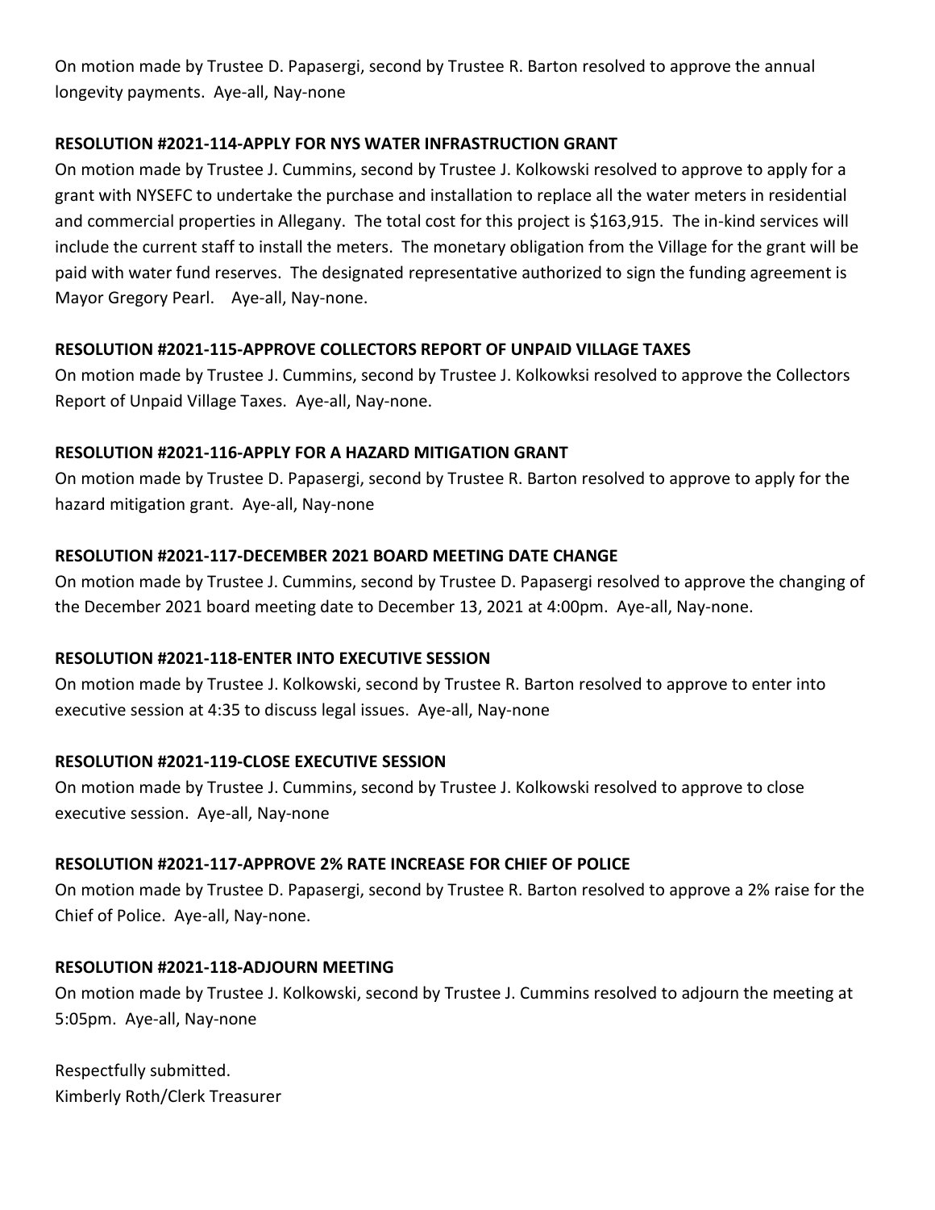On motion made by Trustee D. Papasergi, second by Trustee R. Barton resolved to approve the annual longevity payments. Aye-all, Nay-none

**RESOLUTION #2021-114-APPLY FOR NYS WATER INFRASTRUCTION GRANT**

On motion made by Trustee J. Cummins, second by Trustee J. Kolkowski resolved to approve to apply for a grant with NYSEFC to undertake the purchase and installation to replace all the water meters in residential and commercial properties in Allegany. The total cost for this project is $163,915. The in-kind services will include the current staff to install the meters. The monetary obligation from the Village for the grant will be paid with water fund reserves. The designated representative authorized to sign the funding agreement is Mayor Gregory Pearl. Aye-all, Nay-none.

**RESOLUTION #2021-115-APPROVE COLLECTORS REPORT OF UNPAID VILLAGE TAXES**

On motion made by Trustee J. Cummins, second by Trustee J. Kolkowksi resolved to approve the Collectors Report of Unpaid Village Taxes. Aye-all, Nay-none.

**RESOLUTION #2021-116-APPLY FOR A HAZARD MITIGATION GRANT**

On motion made by Trustee D. Papasergi, second by Trustee R. Barton resolved to approve to apply for the hazard mitigation grant. Aye-all, Nay-none

**RESOLUTION #2021-117-DECEMBER 2021 BOARD MEETING DATE CHANGE**

On motion made by Trustee J. Cummins, second by Trustee D. Papasergi resolved to approve the changing of the December 2021 board meeting date to December 13, 2021 at 4:00pm. Aye-all, Nay-none.

**RESOLUTION #2021-118-ENTER INTO EXECUTIVE SESSION**

On motion made by Trustee J. Kolkowski, second by Trustee R. Barton resolved to approve to enter into executive session at 4:35 to discuss legal issues. Aye-all, Nay-none

**RESOLUTION #2021-119-CLOSE EXECUTIVE SESSION**

On motion made by Trustee J. Cummins, second by Trustee J. Kolkowski resolved to approve to close executive session. Aye-all, Nay-none

**RESOLUTION #2021-117-APPROVE 2% RATE INCREASE FOR CHIEF OF POLICE**

On motion made by Trustee D. Papasergi, second by Trustee R. Barton resolved to approve a 2% raise for the Chief of Police. Aye-all, Nay-none.

**RESOLUTION #2021-118-ADJOURN MEETING**

On motion made by Trustee J. Kolkowski, second by Trustee J. Cummins resolved to adjourn the meeting at 5:05pm. Aye-all, Nay-none

Respectfully submitted.
Kimberly Roth/Clerk Treasurer